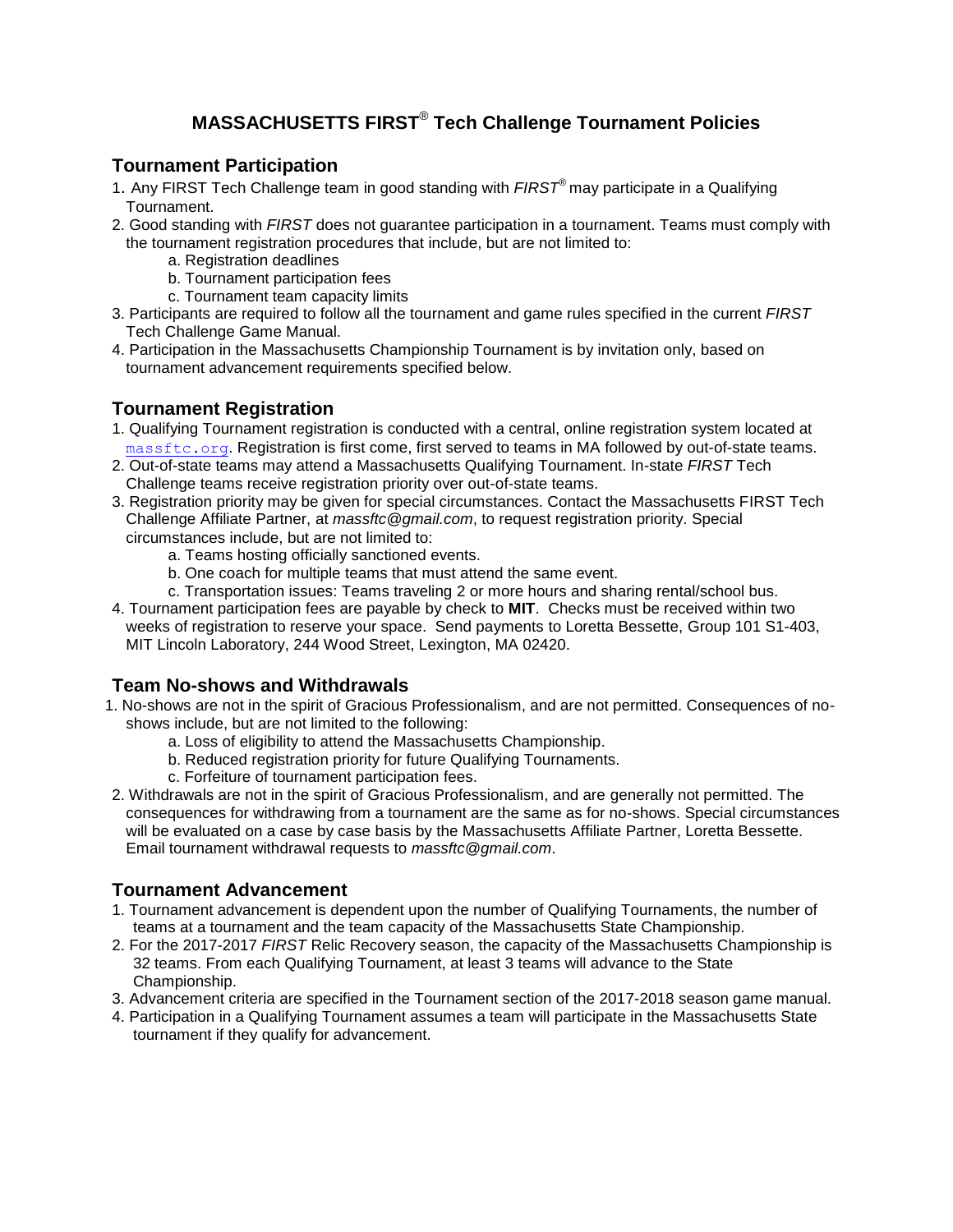# MASSACHUSETTS FIRST® Tech Challenge Tournament Policies

## Tournament Participation

1. Any FIRST Tech Challenge team in good standing with *FIRST®* may participate in a Qualifying Tournament.
2. Good standing with *FIRST* does not guarantee participation in a tournament. Teams must comply with the tournament registration procedures that include, but are not limited to:
   a. Registration deadlines
   b. Tournament participation fees
   c. Tournament team capacity limits
3. Participants are required to follow all the tournament and game rules specified in the current *FIRST* Tech Challenge Game Manual.
4. Participation in the Massachusetts Championship Tournament is by invitation only, based on tournament advancement requirements specified below.

## Tournament Registration

1. Qualifying Tournament registration is conducted with a central, online registration system located at massftc.org. Registration is first come, first served to teams in MA followed by out-of-state teams.
2. Out-of-state teams may attend a Massachusetts Qualifying Tournament. In-state *FIRST* Tech Challenge teams receive registration priority over out-of-state teams.
3. Registration priority may be given for special circumstances. Contact the Massachusetts FIRST Tech Challenge Affiliate Partner, at *massftc@gmail.com*, to request registration priority. Special circumstances include, but are not limited to:
   a. Teams hosting officially sanctioned events.
   b. One coach for multiple teams that must attend the same event.
   c. Transportation issues: Teams traveling 2 or more hours and sharing rental/school bus.
4. Tournament participation fees are payable by check to **MIT**. Checks must be received within two weeks of registration to reserve your space. Send payments to Loretta Bessette, Group 101 S1-403, MIT Lincoln Laboratory, 244 Wood Street, Lexington, MA 02420.

## Team No-shows and Withdrawals

1. No-shows are not in the spirit of Gracious Professionalism, and are not permitted. Consequences of no-shows include, but are not limited to the following:
   a. Loss of eligibility to attend the Massachusetts Championship.
   b. Reduced registration priority for future Qualifying Tournaments.
   c. Forfeiture of tournament participation fees.
2. Withdrawals are not in the spirit of Gracious Professionalism, and are generally not permitted. The consequences for withdrawing from a tournament are the same as for no-shows. Special circumstances will be evaluated on a case by case basis by the Massachusetts Affiliate Partner, Loretta Bessette. Email tournament withdrawal requests to *massftc@gmail.com*.

## Tournament Advancement

1. Tournament advancement is dependent upon the number of Qualifying Tournaments, the number of teams at a tournament and the team capacity of the Massachusetts State Championship.
2. For the 2017-2017 *FIRST* Relic Recovery season, the capacity of the Massachusetts Championship is 32 teams. From each Qualifying Tournament, at least 3 teams will advance to the State Championship.
3. Advancement criteria are specified in the Tournament section of the 2017-2018 season game manual.
4. Participation in a Qualifying Tournament assumes a team will participate in the Massachusetts State tournament if they qualify for advancement.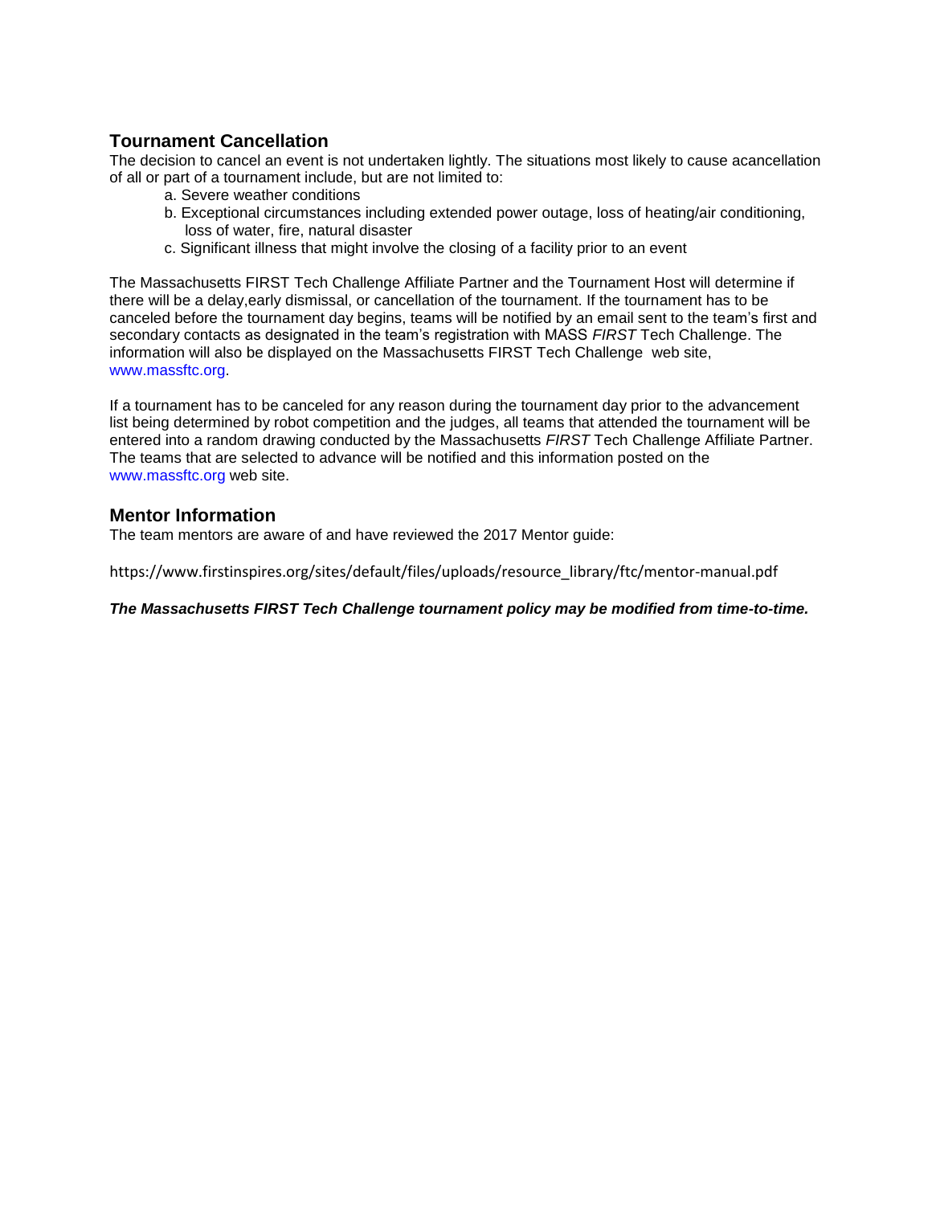## Tournament Cancellation

The decision to cancel an event is not undertaken lightly. The situations most likely to cause acancellation of all or part of a tournament include, but are not limited to:

a. Severe weather conditions
b. Exceptional circumstances including extended power outage, loss of heating/air conditioning, loss of water, fire, natural disaster
c. Significant illness that might involve the closing of a facility prior to an event

The Massachusetts FIRST Tech Challenge Affiliate Partner and the Tournament Host will determine if there will be a delay,early dismissal, or cancellation of the tournament. If the tournament has to be canceled before the tournament day begins, teams will be notified by an email sent to the team's first and secondary contacts as designated in the team's registration with MASS *FIRST* Tech Challenge. The information will also be displayed on the Massachusetts FIRST Tech Challenge web site, www.massftc.org.

If a tournament has to be canceled for any reason during the tournament day prior to the advancement list being determined by robot competition and the judges, all teams that attended the tournament will be entered into a random drawing conducted by the Massachusetts *FIRST* Tech Challenge Affiliate Partner. The teams that are selected to advance will be notified and this information posted on the www.massftc.org web site.

## Mentor Information

The team mentors are aware of and have reviewed the 2017 Mentor guide:

https://www.firstinspires.org/sites/default/files/uploads/resource_library/ftc/mentor-manual.pdf

***The Massachusetts FIRST Tech Challenge tournament policy may be modified from time-to-time.***